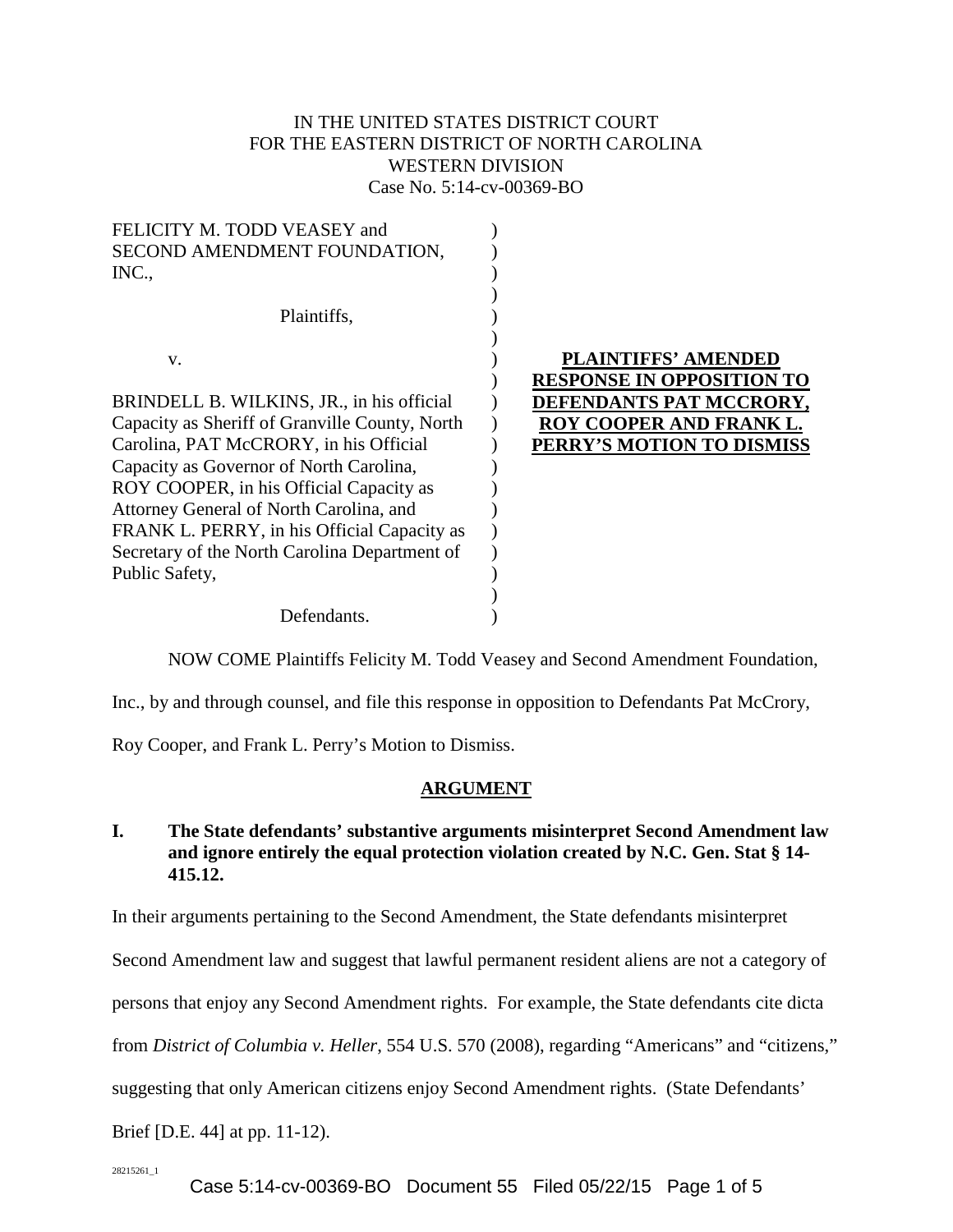IN THE UNITED STATES DISTRICT COURT
FOR THE EASTERN DISTRICT OF NORTH CAROLINA
WESTERN DIVISION
Case No. 5:14-cv-00369-BO

FELICITY M. TODD VEASEY and SECOND AMENDMENT FOUNDATION, INC.,

Plaintiffs,

v.

BRINDELL B. WILKINS, JR., in his official Capacity as Sheriff of Granville County, North Carolina, PAT McCRORY, in his Official Capacity as Governor of North Carolina, ROY COOPER, in his Official Capacity as Attorney General of North Carolina, and FRANK L. PERRY, in his Official Capacity as Secretary of the North Carolina Department of Public Safety,

Defendants.

**PLAINTIFFS' AMENDED RESPONSE IN OPPOSITION TO DEFENDANTS PAT MCCRORY, ROY COOPER AND FRANK L. PERRY'S MOTION TO DISMISS**

NOW COME Plaintiffs Felicity M. Todd Veasey and Second Amendment Foundation, Inc., by and through counsel, and file this response in opposition to Defendants Pat McCrory, Roy Cooper, and Frank L. Perry's Motion to Dismiss.

## ARGUMENT

### I. The State defendants' substantive arguments misinterpret Second Amendment law and ignore entirely the equal protection violation created by N.C. Gen. Stat § 14-415.12.

In their arguments pertaining to the Second Amendment, the State defendants misinterpret Second Amendment law and suggest that lawful permanent resident aliens are not a category of persons that enjoy any Second Amendment rights. For example, the State defendants cite dicta from *District of Columbia v. Heller*, 554 U.S. 570 (2008), regarding "Americans" and "citizens," suggesting that only American citizens enjoy Second Amendment rights. (State Defendants' Brief [D.E. 44] at pp. 11-12).

28215261_1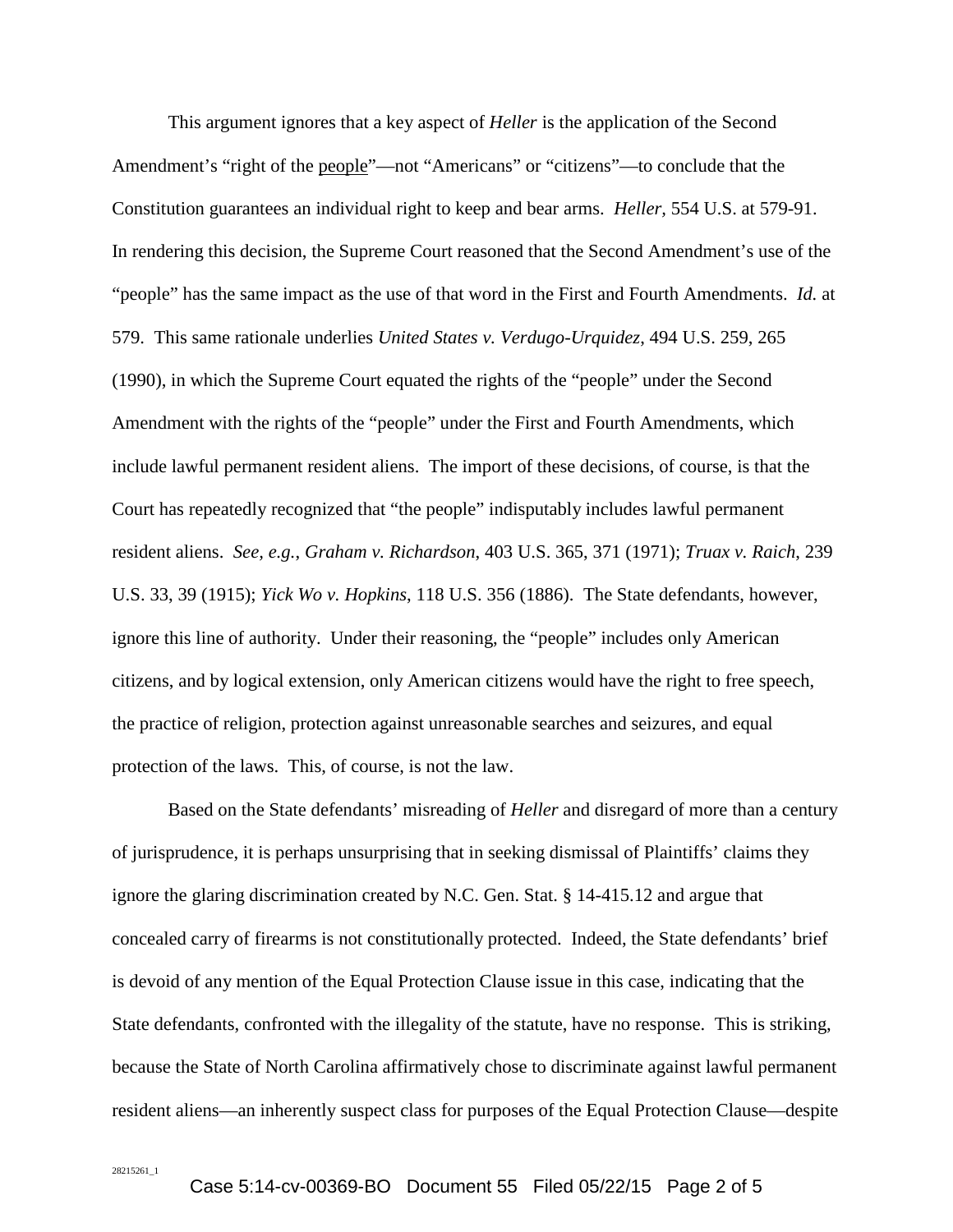This argument ignores that a key aspect of *Heller* is the application of the Second Amendment's "right of the people"—not "Americans" or "citizens"—to conclude that the Constitution guarantees an individual right to keep and bear arms. *Heller*, 554 U.S. at 579-91. In rendering this decision, the Supreme Court reasoned that the Second Amendment's use of the "people" has the same impact as the use of that word in the First and Fourth Amendments. *Id.* at 579. This same rationale underlies *United States v. Verdugo-Urquidez*, 494 U.S. 259, 265 (1990), in which the Supreme Court equated the rights of the "people" under the Second Amendment with the rights of the "people" under the First and Fourth Amendments, which include lawful permanent resident aliens. The import of these decisions, of course, is that the Court has repeatedly recognized that "the people" indisputably includes lawful permanent resident aliens. *See, e.g.*, *Graham v. Richardson*, 403 U.S. 365, 371 (1971); *Truax v. Raich*, 239 U.S. 33, 39 (1915); *Yick Wo v. Hopkins*, 118 U.S. 356 (1886). The State defendants, however, ignore this line of authority. Under their reasoning, the "people" includes only American citizens, and by logical extension, only American citizens would have the right to free speech, the practice of religion, protection against unreasonable searches and seizures, and equal protection of the laws. This, of course, is not the law.

Based on the State defendants' misreading of *Heller* and disregard of more than a century of jurisprudence, it is perhaps unsurprising that in seeking dismissal of Plaintiffs' claims they ignore the glaring discrimination created by N.C. Gen. Stat. § 14-415.12 and argue that concealed carry of firearms is not constitutionally protected. Indeed, the State defendants' brief is devoid of any mention of the Equal Protection Clause issue in this case, indicating that the State defendants, confronted with the illegality of the statute, have no response. This is striking, because the State of North Carolina affirmatively chose to discriminate against lawful permanent resident aliens—an inherently suspect class for purposes of the Equal Protection Clause—despite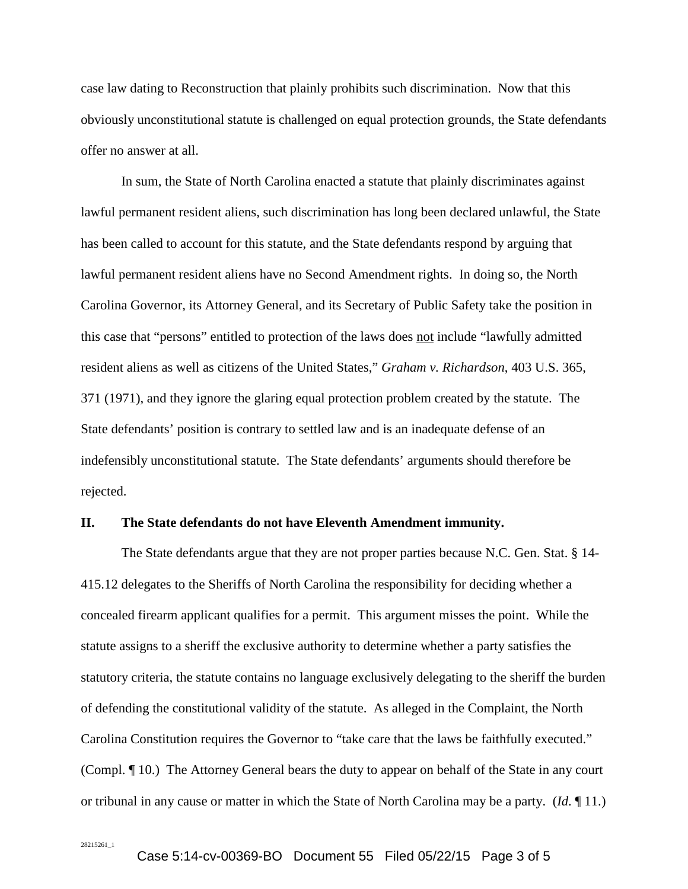case law dating to Reconstruction that plainly prohibits such discrimination. Now that this obviously unconstitutional statute is challenged on equal protection grounds, the State defendants offer no answer at all.

In sum, the State of North Carolina enacted a statute that plainly discriminates against lawful permanent resident aliens, such discrimination has long been declared unlawful, the State has been called to account for this statute, and the State defendants respond by arguing that lawful permanent resident aliens have no Second Amendment rights. In doing so, the North Carolina Governor, its Attorney General, and its Secretary of Public Safety take the position in this case that "persons" entitled to protection of the laws does <u>not</u> include "lawfully admitted resident aliens as well as citizens of the United States," *Graham v. Richardson*, 403 U.S. 365, 371 (1971), and they ignore the glaring equal protection problem created by the statute. The State defendants' position is contrary to settled law and is an inadequate defense of an indefensibly unconstitutional statute. The State defendants' arguments should therefore be rejected.

## II. The State defendants do not have Eleventh Amendment immunity.

The State defendants argue that they are not proper parties because N.C. Gen. Stat. § 14-415.12 delegates to the Sheriffs of North Carolina the responsibility for deciding whether a concealed firearm applicant qualifies for a permit. This argument misses the point. While the statute assigns to a sheriff the exclusive authority to determine whether a party satisfies the statutory criteria, the statute contains no language exclusively delegating to the sheriff the burden of defending the constitutional validity of the statute. As alleged in the Complaint, the North Carolina Constitution requires the Governor to "take care that the laws be faithfully executed." (Compl. ¶ 10.) The Attorney General bears the duty to appear on behalf of the State in any court or tribunal in any cause or matter in which the State of North Carolina may be a party. (*Id*. ¶ 11.)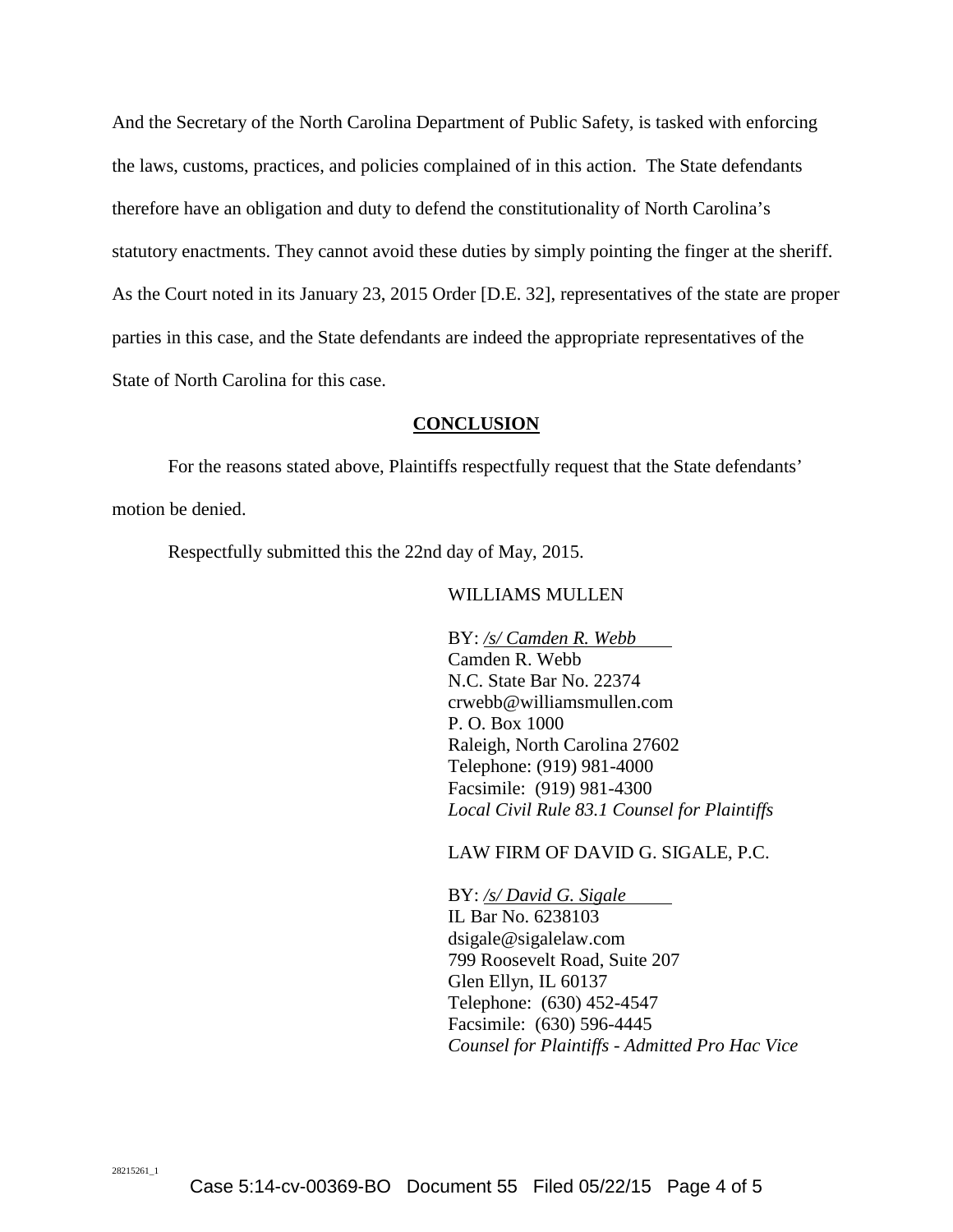And the Secretary of the North Carolina Department of Public Safety, is tasked with enforcing the laws, customs, practices, and policies complained of in this action. The State defendants therefore have an obligation and duty to defend the constitutionality of North Carolina's statutory enactments. They cannot avoid these duties by simply pointing the finger at the sheriff. As the Court noted in its January 23, 2015 Order [D.E. 32], representatives of the state are proper parties in this case, and the State defendants are indeed the appropriate representatives of the State of North Carolina for this case.

## CONCLUSION

For the reasons stated above, Plaintiffs respectfully request that the State defendants' motion be denied.

Respectfully submitted this the 22nd day of May, 2015.

WILLIAMS MULLEN

BY: */s/ Camden R. Webb*
Camden R. Webb
N.C. State Bar No. 22374
crwebb@williamsmullen.com
P. O. Box 1000
Raleigh, North Carolina 27602
Telephone: (919) 981-4000
Facsimile: (919) 981-4300
*Local Civil Rule 83.1 Counsel for Plaintiffs*

LAW FIRM OF DAVID G. SIGALE, P.C.

BY: */s/ David G. Sigale*
IL Bar No. 6238103
dsigale@sigalelaw.com
799 Roosevelt Road, Suite 207
Glen Ellyn, IL 60137
Telephone: (630) 452-4547
Facsimile: (630) 596-4445
*Counsel for Plaintiffs - Admitted Pro Hac Vice*

28215261_1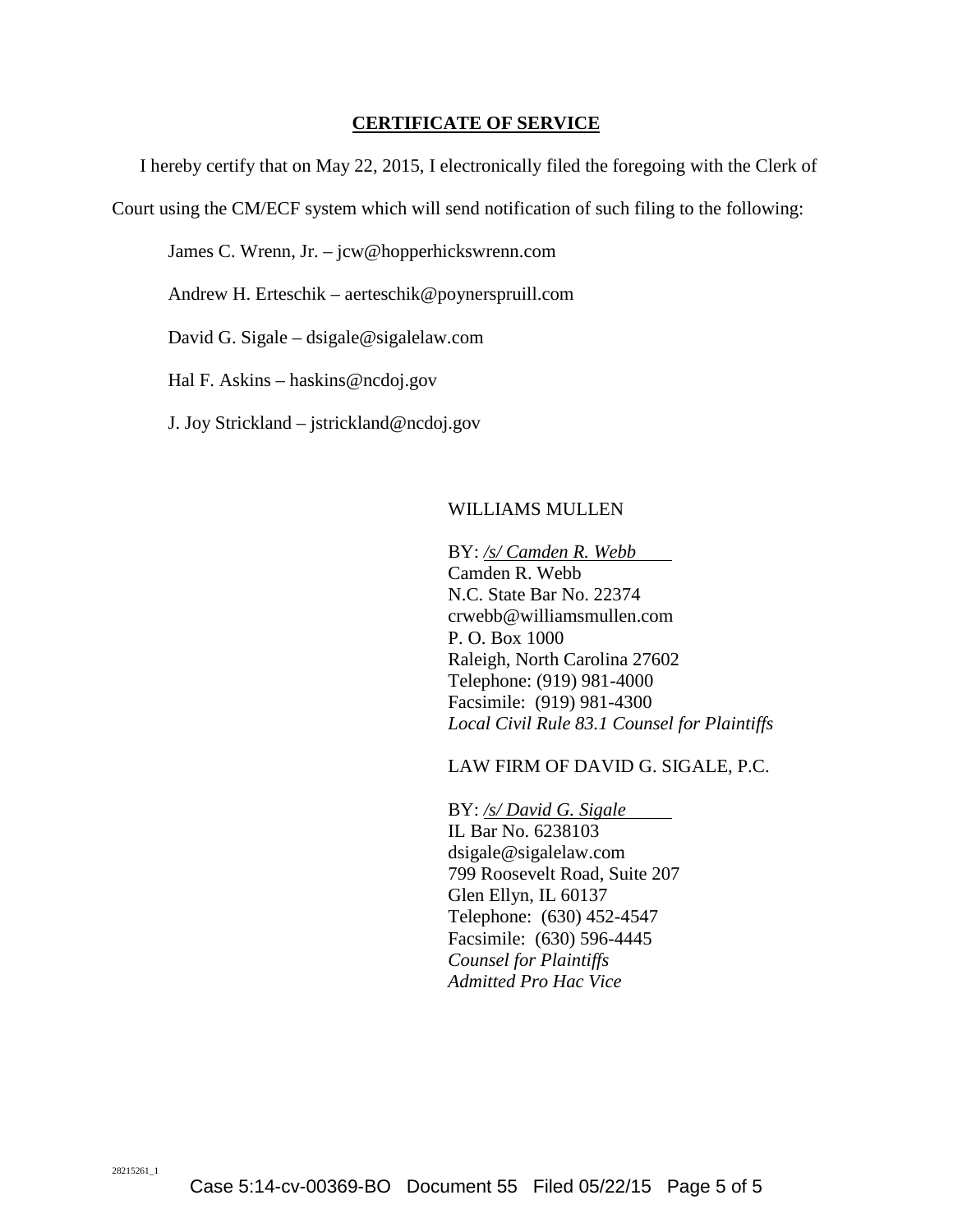**CERTIFICATE OF SERVICE**

I hereby certify that on May 22, 2015, I electronically filed the foregoing with the Clerk of Court using the CM/ECF system which will send notification of such filing to the following:

James C. Wrenn, Jr. – jcw@hopperhickswrenn.com

Andrew H. Erteschik – aerteschik@poynerspruill.com

David G. Sigale – dsigale@sigalelaw.com

Hal F. Askins – haskins@ncdoj.gov

J. Joy Strickland – jstrickland@ncdoj.gov

WILLIAMS MULLEN

BY: */s/ Camden R. Webb*
Camden R. Webb
N.C. State Bar No. 22374
crwebb@williamsmullen.com
P. O. Box 1000
Raleigh, North Carolina 27602
Telephone: (919) 981-4000
Facsimile: (919) 981-4300
*Local Civil Rule 83.1 Counsel for Plaintiffs*

LAW FIRM OF DAVID G. SIGALE, P.C.

BY: */s/ David G. Sigale*
IL Bar No. 6238103
dsigale@sigalelaw.com
799 Roosevelt Road, Suite 207
Glen Ellyn, IL 60137
Telephone: (630) 452-4547
Facsimile: (630) 596-4445
*Counsel for Plaintiffs*
*Admitted Pro Hac Vice*

28215261_1